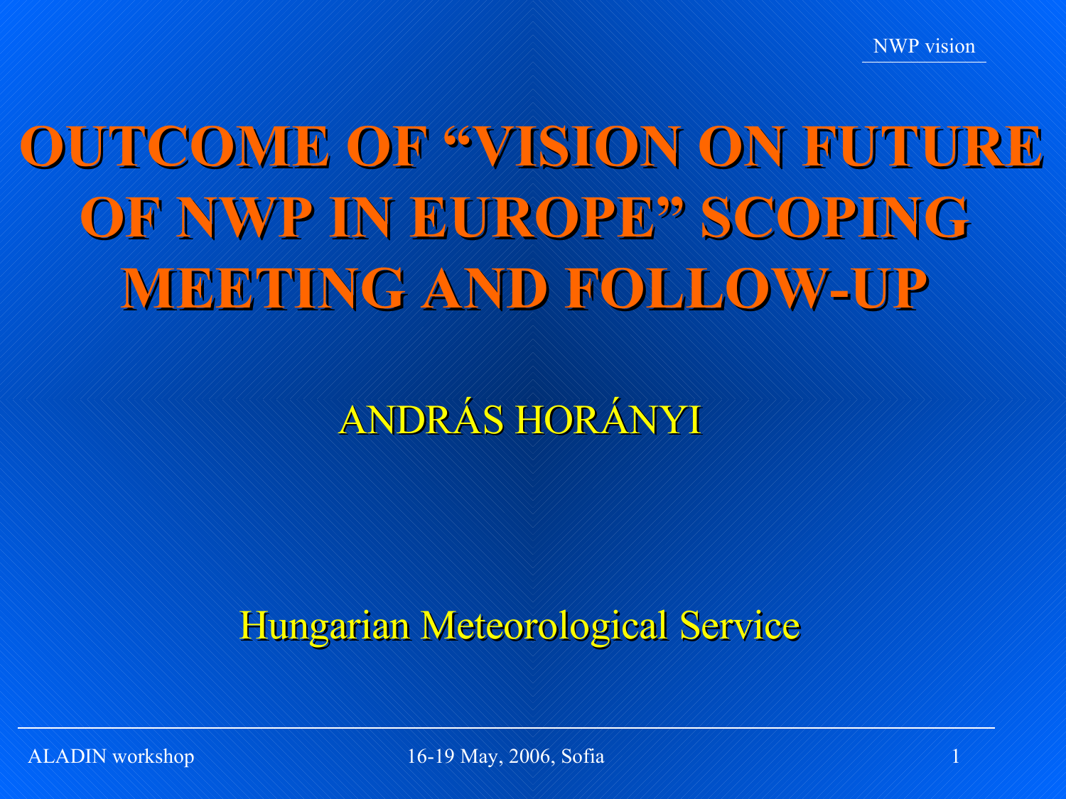# OUTCOME OF "VISION ON FUTURE OF NWP IN EUROPE" SCOPING MEETING AND FOLLOW-UP

ANDRÁS HORÁNYI

Hungarian Meteorological Service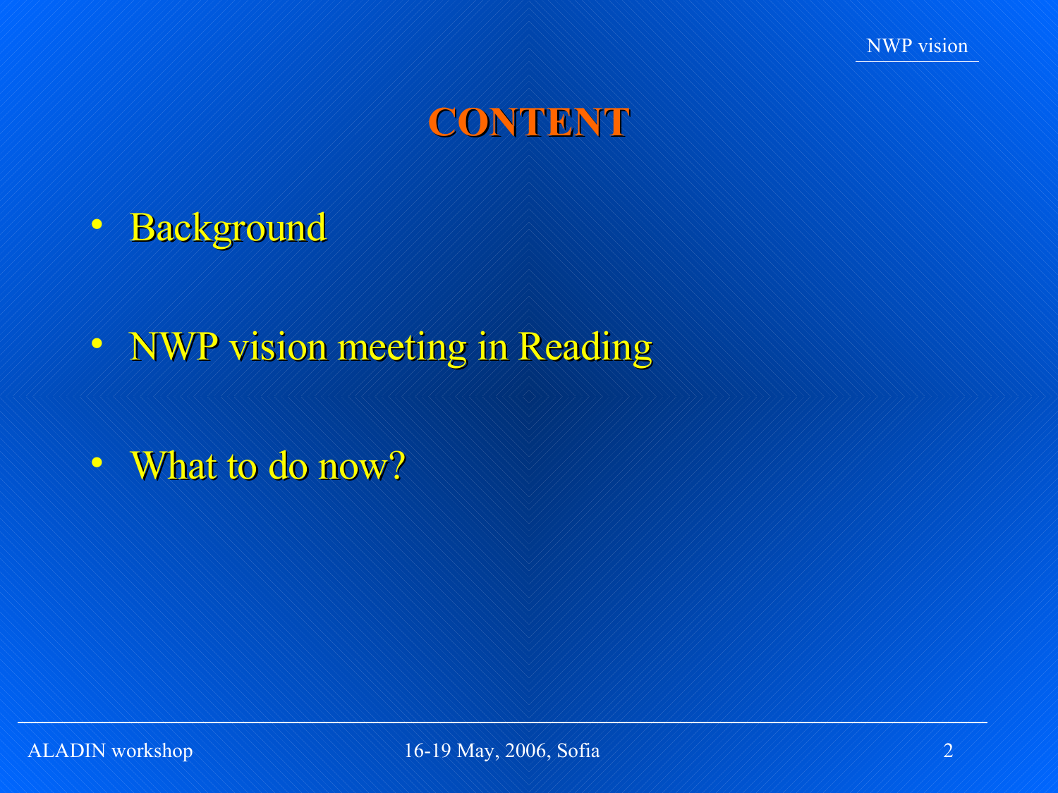# CONTENT

- Background
- NWP vision meeting in Reading
- What to do now?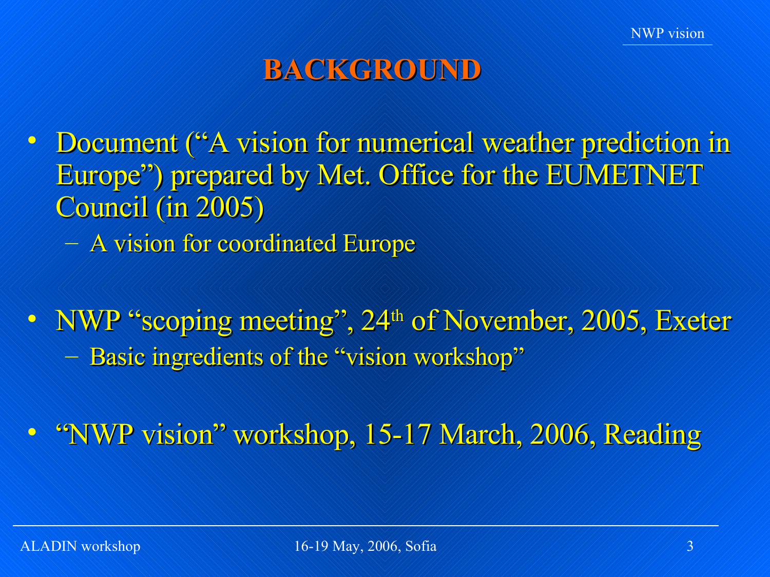# BACKGROUND

- Document ("A vision for numerical weather prediction in Europe") prepared by Met. Office for the EUMETNET Council (in 2005)
  - A vision for coordinated Europe
- NWP "scoping meeting", 24th of November, 2005, Exeter
  - Basic ingredients of the "vision workshop"
- "NWP vision" workshop, 15-17 March, 2006, Reading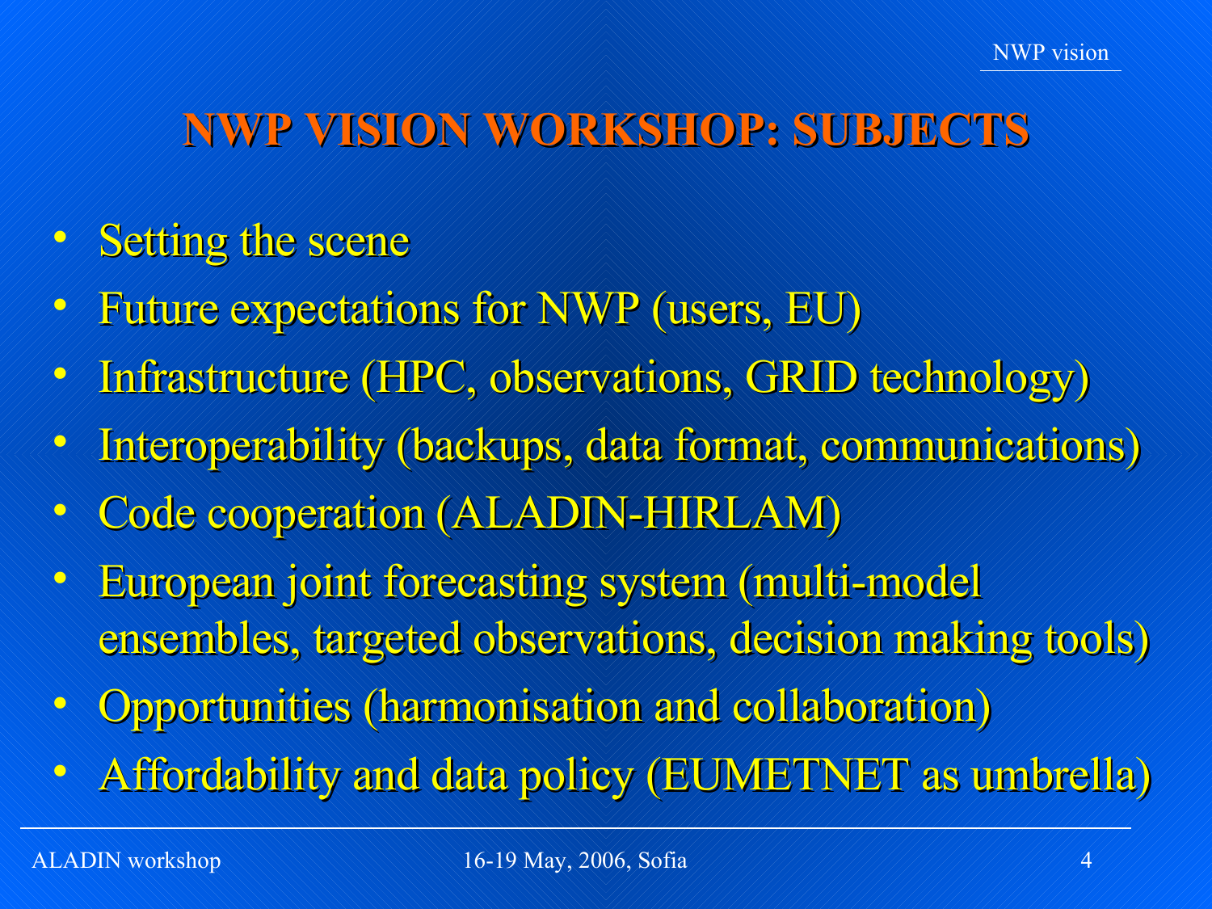# NWP VISION WORKSHOP: SUBJECTS

- Setting the scene
- Future expectations for NWP (users, EU)
- Infrastructure (HPC, observations, GRID technology)
- Interoperability (backups, data format, communications)
- Code cooperation (ALADIN-HIRLAM)
- European joint forecasting system (multi-model ensembles, targeted observations, decision making tools)
- Opportunities (harmonisation and collaboration)
- Affordability and data policy (EUMETNET as umbrella)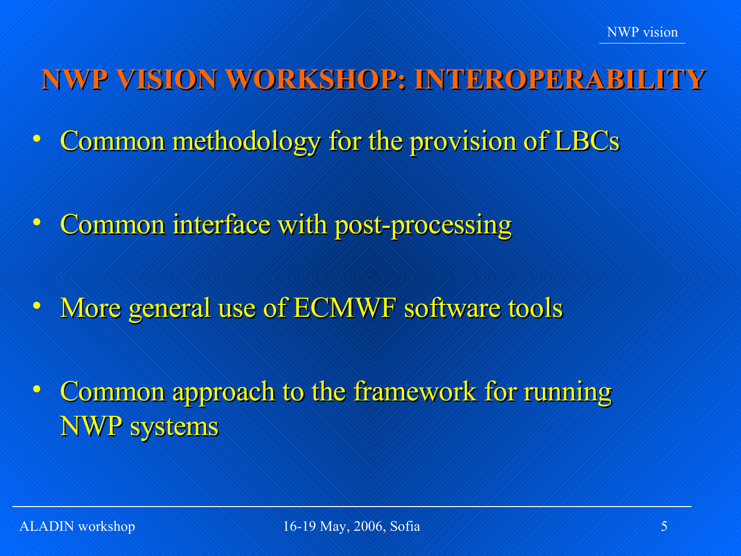# NWP VISION WORKSHOP: INTEROPERABILITY

- Common methodology for the provision of LBCs
- Common interface with post-processing
- More general use of ECMWF software tools
- Common approach to the framework for running NWP systems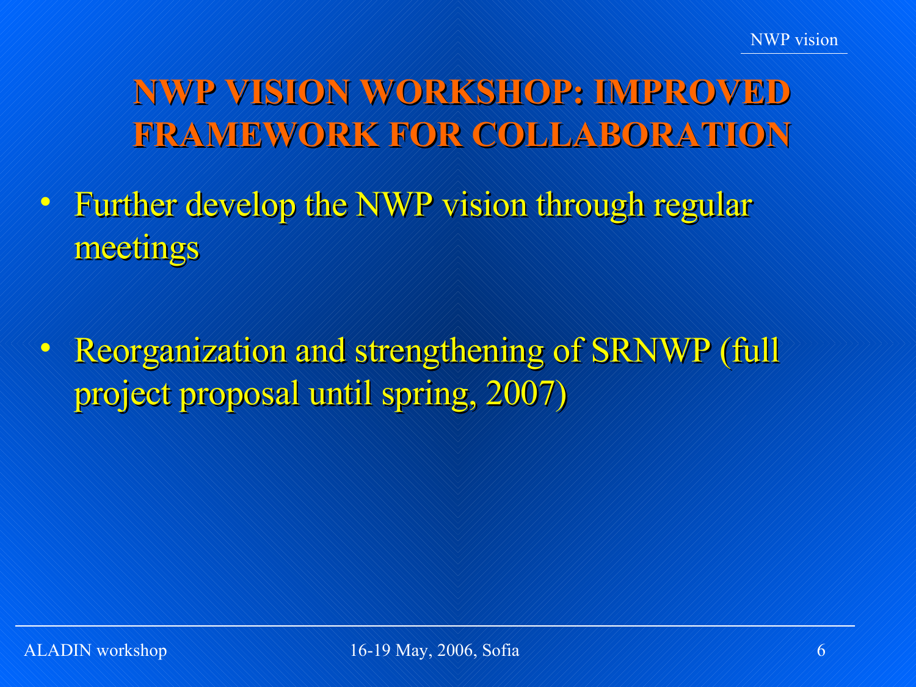# NWP VISION WORKSHOP: IMPROVED FRAMEWORK FOR COLLABORATION

- Further develop the NWP vision through regular meetings
- Reorganization and strengthening of SRNWP (full project proposal until spring, 2007)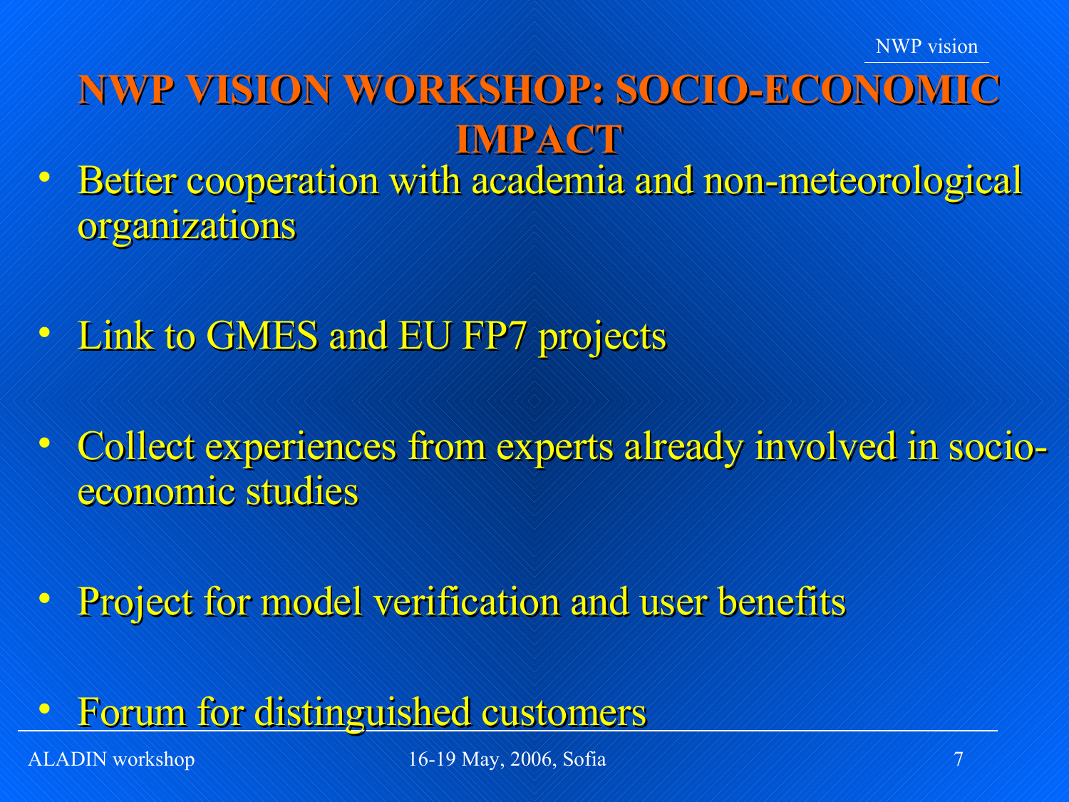# NWP VISION WORKSHOP: SOCIO-ECONOMIC IMPACT

- Better cooperation with academia and non-meteorological organizations
- Link to GMES and EU FP7 projects
- Collect experiences from experts already involved in socio-economic studies
- Project for model verification and user benefits
- Forum for distinguished customers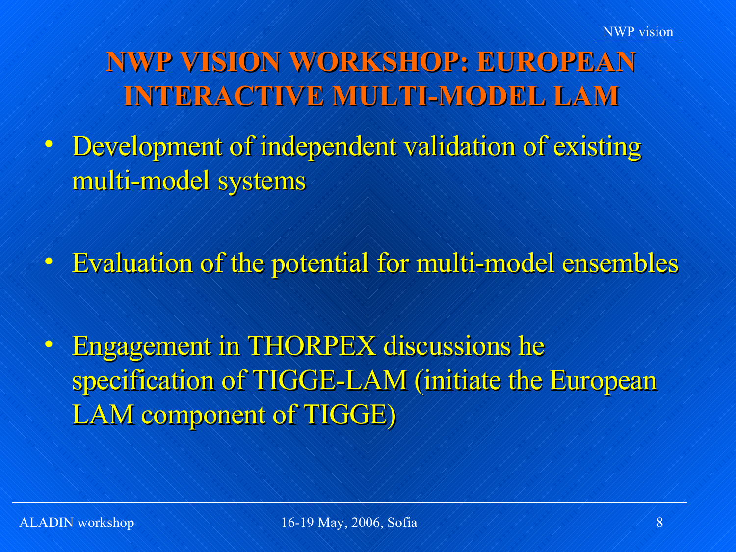# NWP VISION WORKSHOP: EUROPEAN INTERACTIVE MULTI-MODEL LAM

- Development of independent validation of existing multi-model systems
- Evaluation of the potential for multi-model ensembles
- Engagement in THORPEX discussions he specification of TIGGE-LAM (initiate the European LAM component of TIGGE)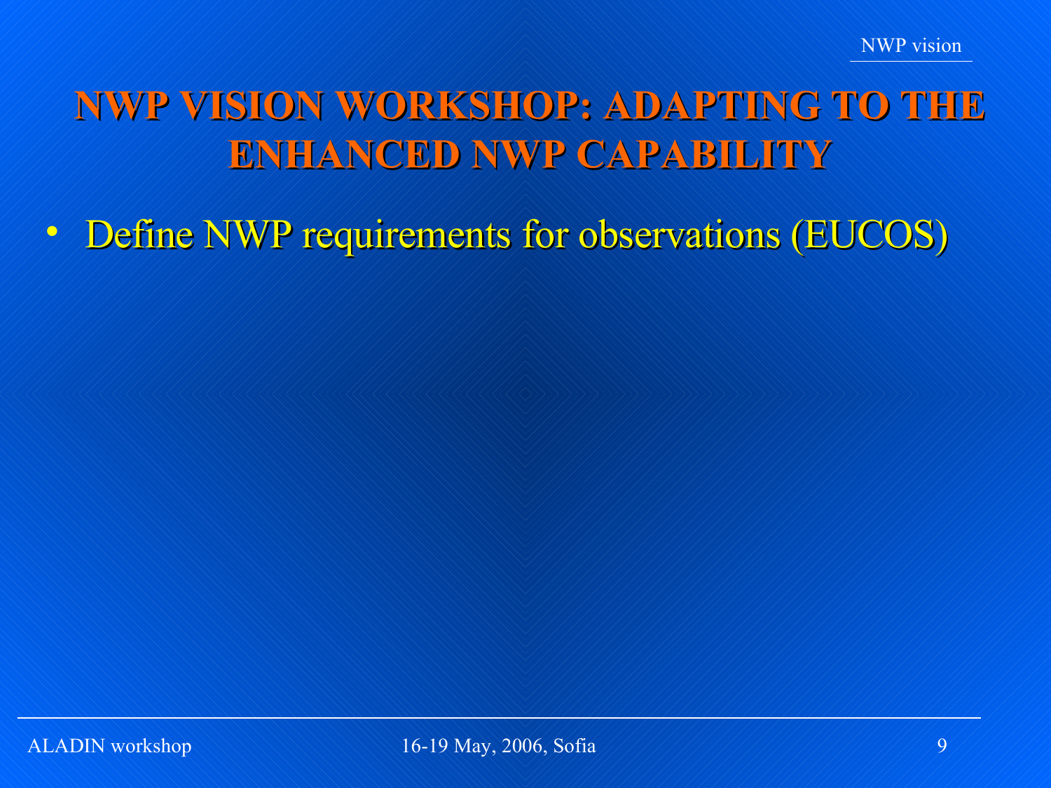# NWP VISION WORKSHOP: ADAPTING TO THE ENHANCED NWP CAPABILITY

- Define NWP requirements for observations (EUCOS)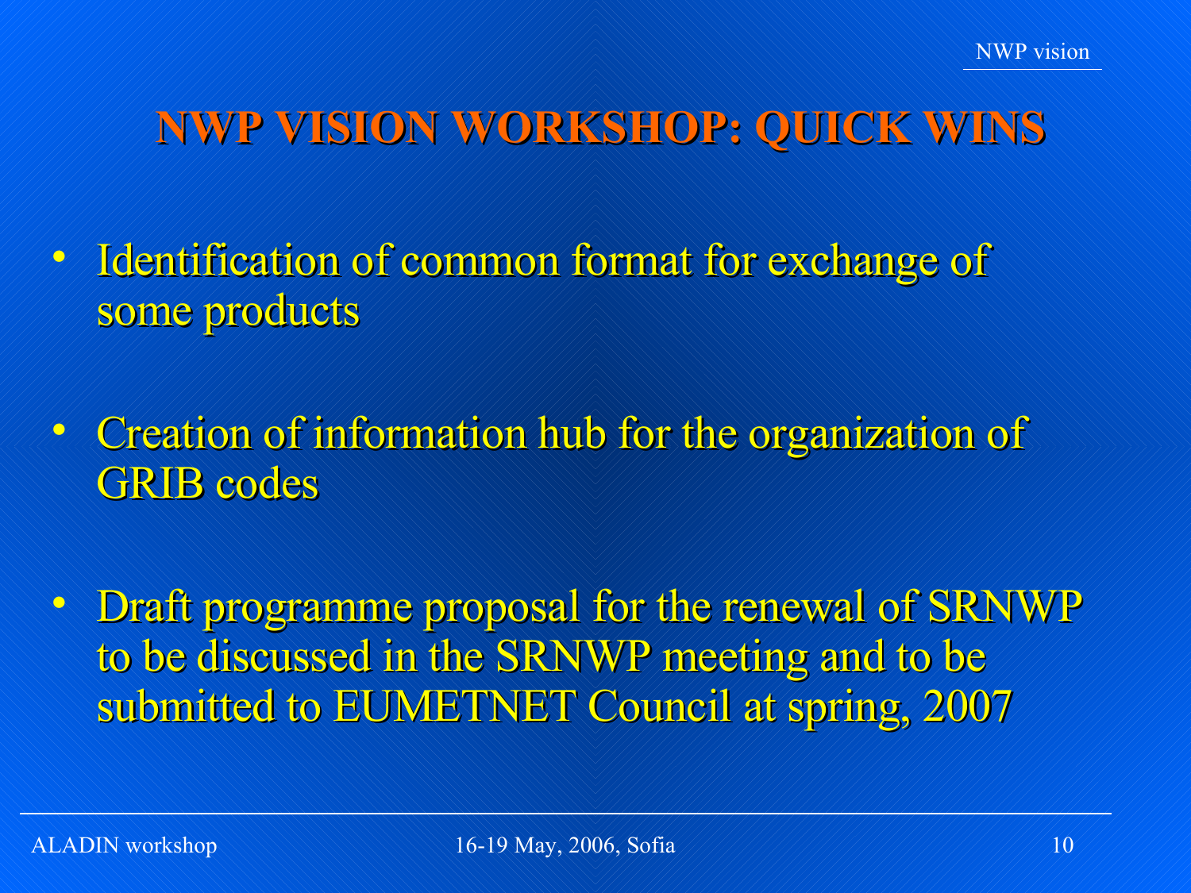# NWP VISION WORKSHOP: QUICK WINS

- Identification of common format for exchange of some products
- Creation of information hub for the organization of GRIB codes
- Draft programme proposal for the renewal of SRNWP to be discussed in the SRNWP meeting and to be submitted to EUMETNET Council at spring, 2007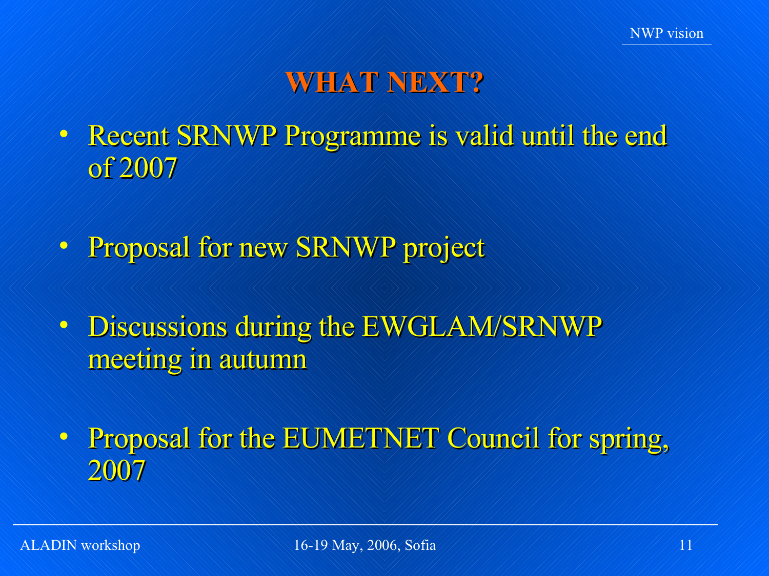## WHAT NEXT?

- Recent SRNWP Programme is valid until the end of 2007
- Proposal for new SRNWP project
- Discussions during the EWGLAM/SRNWP meeting in autumn
- Proposal for the EUMETNET Council for spring, 2007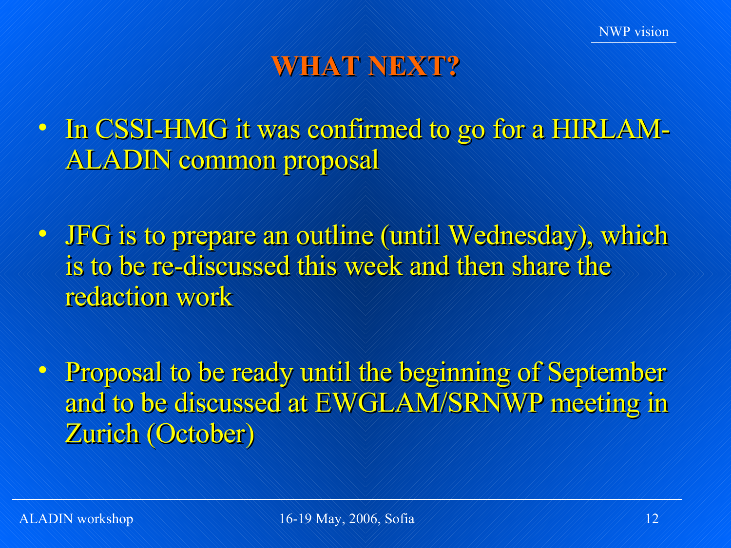# WHAT NEXT?

- In CSSI-HMG it was confirmed to go for a HIRLAM-ALADIN common proposal
- JFG is to prepare an outline (until Wednesday), which is to be re-discussed this week and then share the redaction work
- Proposal to be ready until the beginning of September and to be discussed at EWGLAM/SRNWP meeting in Zurich (October)